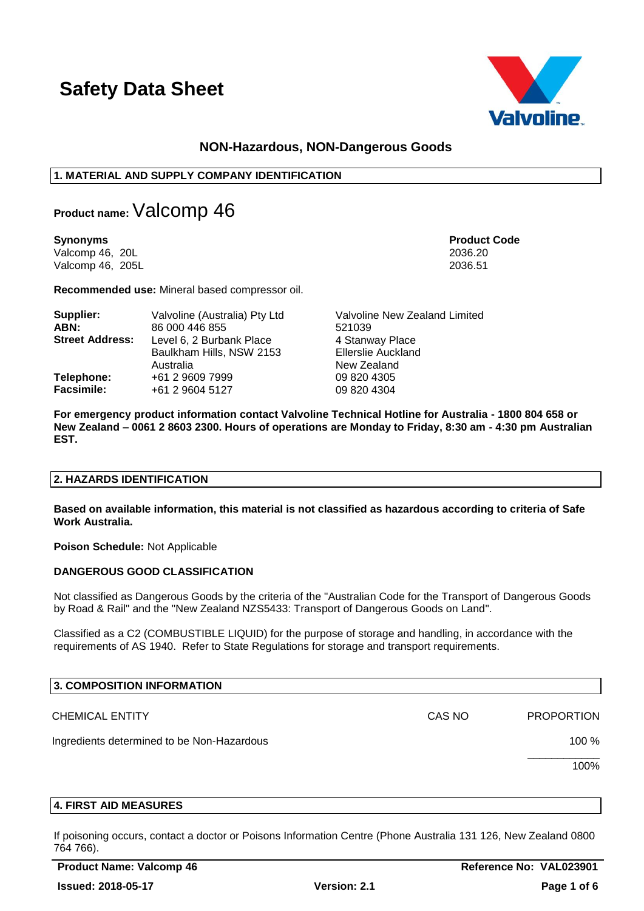# Safety Data Sheet

**NON-Hazardous, NON-Dangerous Goods**

## 1. MATERIAL AND SUPPLY COMPANY IDENTIFICATION

**Product name:** Valcomp 46

| Synonyms | Product Code |
|---|---|
| Valcomp 46, 20L | 2036.20 |
| Valcomp 46, 205L | 2036.51 |

**Recommended use:** Mineral based compressor oil.

| | | |
|---|---|---|
| **Supplier:** | Valvoline (Australia) Pty Ltd | Valvoline New Zealand Limited |
| **ABN:** | 86 000 446 855 | 521039 |
| **Street Address:** | Level 6, 2 Burbank Place<br>Baulkham Hills, NSW 2153<br>Australia | 4 Stanway Place<br>Ellerslie Auckland<br>New Zealand |
| **Telephone:** | +61 2 9609 7999 | 09 820 4305 |
| **Facsimile:** | +61 2 9604 5127 | 09 820 4304 |

**For emergency product information contact Valvoline Technical Hotline for Australia - 1800 804 658 or New Zealand – 0061 2 8603 2300. Hours of operations are Monday to Friday, 8:30 am - 4:30 pm Australian EST.**

## 2. HAZARDS IDENTIFICATION

**Based on available information, this material is not classified as hazardous according to criteria of Safe Work Australia.**

**Poison Schedule:** Not Applicable

**DANGEROUS GOOD CLASSIFICATION**

Not classified as Dangerous Goods by the criteria of the "Australian Code for the Transport of Dangerous Goods by Road & Rail" and the "New Zealand NZS5433: Transport of Dangerous Goods on Land".

Classified as a C2 (COMBUSTIBLE LIQUID) for the purpose of storage and handling, in accordance with the requirements of AS 1940. Refer to State Regulations for storage and transport requirements.

## 3. COMPOSITION INFORMATION

| CHEMICAL ENTITY | CAS NO | PROPORTION |
|---|---|---|
| Ingredients determined to be Non-Hazardous | | 100 % |
| | | 100% |

## 4. FIRST AID MEASURES

If poisoning occurs, contact a doctor or Poisons Information Centre (Phone Australia 131 126, New Zealand 0800 764 766).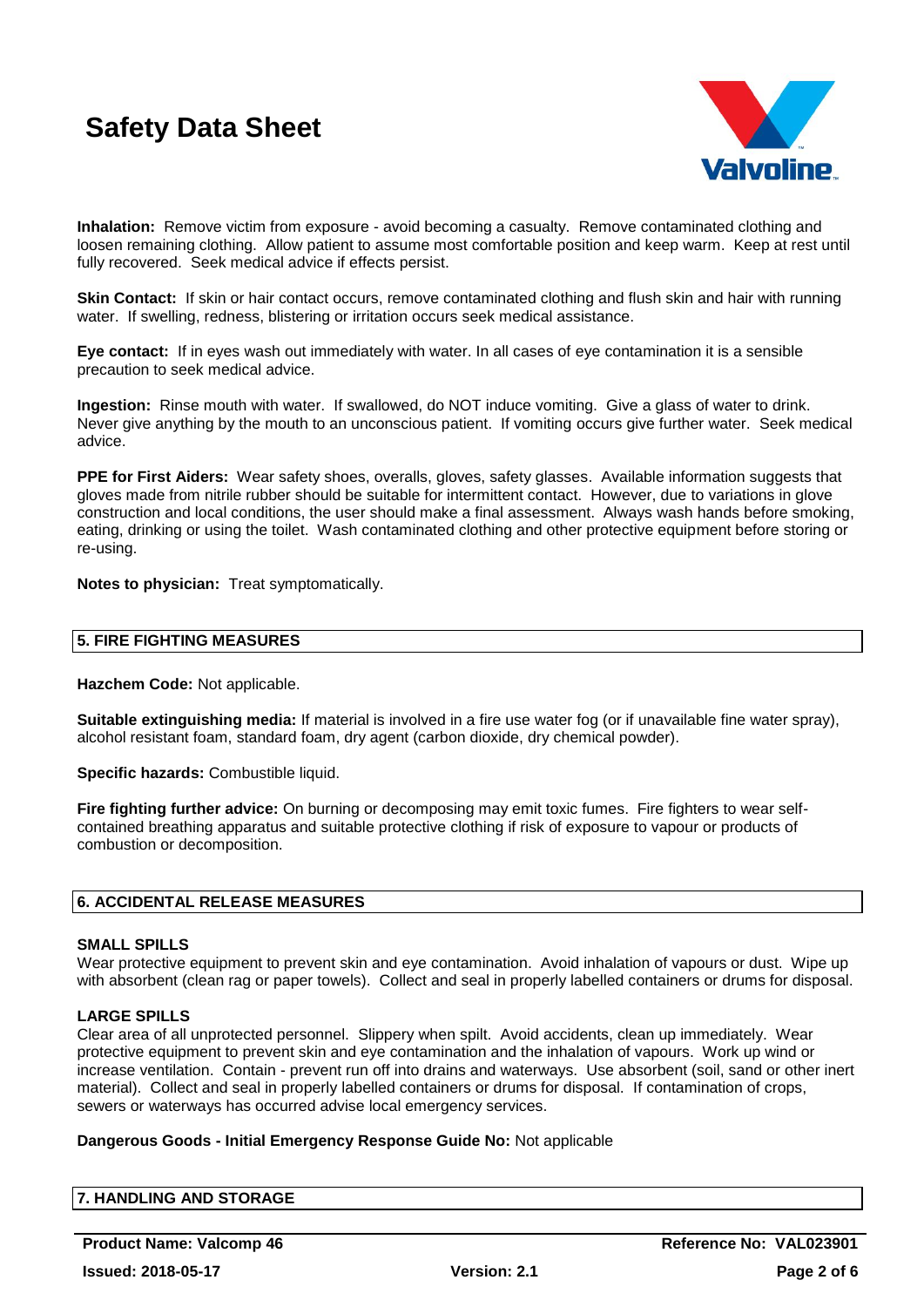**Inhalation:** Remove victim from exposure - avoid becoming a casualty. Remove contaminated clothing and loosen remaining clothing. Allow patient to assume most comfortable position and keep warm. Keep at rest until fully recovered. Seek medical advice if effects persist.

**Skin Contact:** If skin or hair contact occurs, remove contaminated clothing and flush skin and hair with running water. If swelling, redness, blistering or irritation occurs seek medical assistance.

**Eye contact:** If in eyes wash out immediately with water. In all cases of eye contamination it is a sensible precaution to seek medical advice.

**Ingestion:** Rinse mouth with water. If swallowed, do NOT induce vomiting. Give a glass of water to drink. Never give anything by the mouth to an unconscious patient. If vomiting occurs give further water. Seek medical advice.

**PPE for First Aiders:** Wear safety shoes, overalls, gloves, safety glasses. Available information suggests that gloves made from nitrile rubber should be suitable for intermittent contact. However, due to variations in glove construction and local conditions, the user should make a final assessment. Always wash hands before smoking, eating, drinking or using the toilet. Wash contaminated clothing and other protective equipment before storing or re-using.

**Notes to physician:** Treat symptomatically.

## 5. FIRE FIGHTING MEASURES

**Hazchem Code:** Not applicable.

**Suitable extinguishing media:** If material is involved in a fire use water fog (or if unavailable fine water spray), alcohol resistant foam, standard foam, dry agent (carbon dioxide, dry chemical powder).

**Specific hazards:** Combustible liquid.

**Fire fighting further advice:** On burning or decomposing may emit toxic fumes. Fire fighters to wear self-contained breathing apparatus and suitable protective clothing if risk of exposure to vapour or products of combustion or decomposition.

## 6. ACCIDENTAL RELEASE MEASURES

### SMALL SPILLS

Wear protective equipment to prevent skin and eye contamination. Avoid inhalation of vapours or dust. Wipe up with absorbent (clean rag or paper towels). Collect and seal in properly labelled containers or drums for disposal.

### LARGE SPILLS

Clear area of all unprotected personnel. Slippery when spilt. Avoid accidents, clean up immediately. Wear protective equipment to prevent skin and eye contamination and the inhalation of vapours. Work up wind or increase ventilation. Contain - prevent run off into drains and waterways. Use absorbent (soil, sand or other inert material). Collect and seal in properly labelled containers or drums for disposal. If contamination of crops, sewers or waterways has occurred advise local emergency services.

**Dangerous Goods - Initial Emergency Response Guide No:** Not applicable

## 7. HANDLING AND STORAGE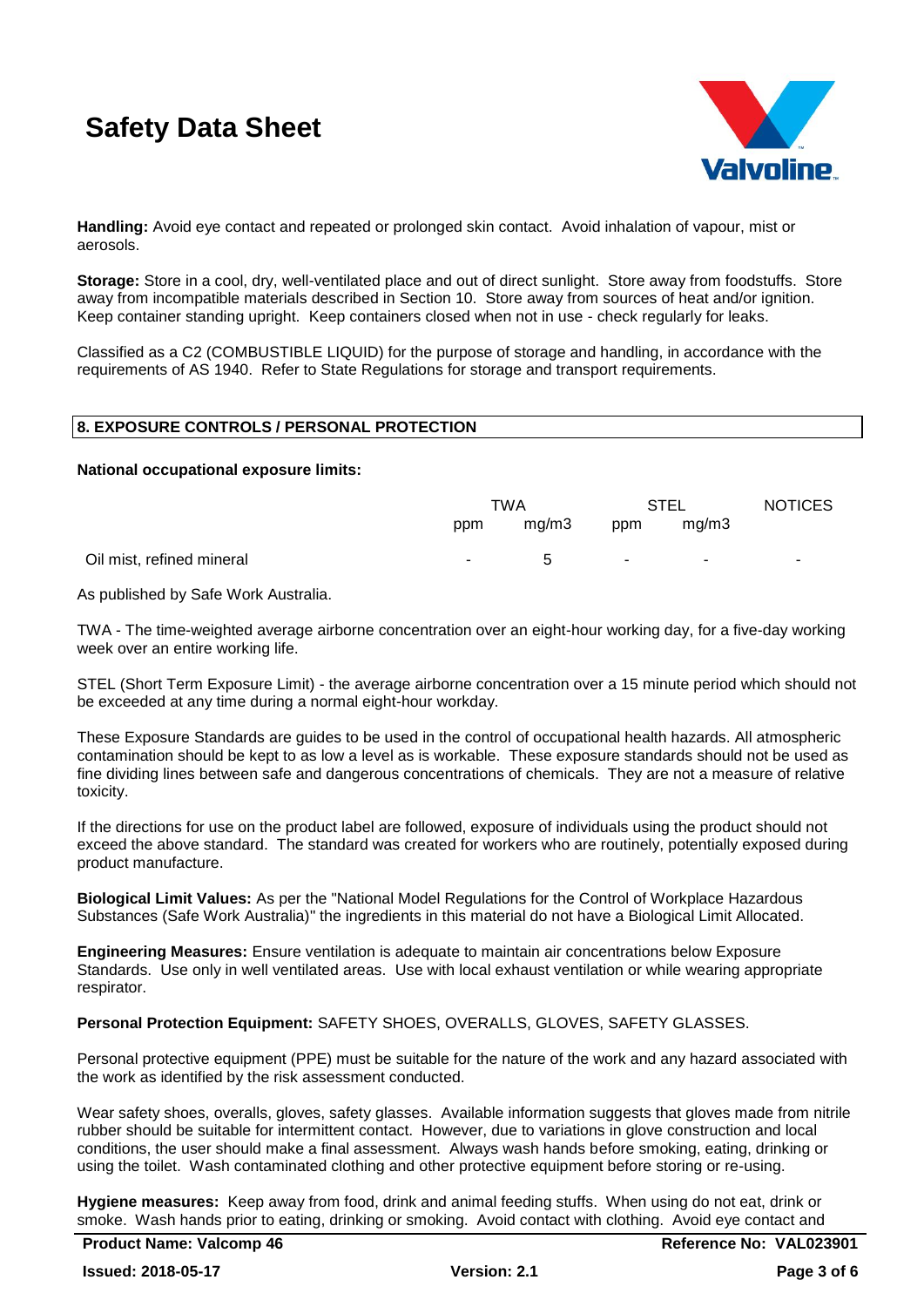**Handling:** Avoid eye contact and repeated or prolonged skin contact. Avoid inhalation of vapour, mist or aerosols.

**Storage:** Store in a cool, dry, well-ventilated place and out of direct sunlight. Store away from foodstuffs. Store away from incompatible materials described in Section 10. Store away from sources of heat and/or ignition. Keep container standing upright. Keep containers closed when not in use - check regularly for leaks.

Classified as a C2 (COMBUSTIBLE LIQUID) for the purpose of storage and handling, in accordance with the requirements of AS 1940. Refer to State Regulations for storage and transport requirements.

## 8. EXPOSURE CONTROLS / PERSONAL PROTECTION

**National occupational exposure limits:**

| | TWA | | STEL | | NOTICES |
|---|---|---|---|---|---|
| | ppm | mg/m3 | ppm | mg/m3 | |
| Oil mist, refined mineral | - | 5 | - | - | - |

As published by Safe Work Australia.

TWA - The time-weighted average airborne concentration over an eight-hour working day, for a five-day working week over an entire working life.

STEL (Short Term Exposure Limit) - the average airborne concentration over a 15 minute period which should not be exceeded at any time during a normal eight-hour workday.

These Exposure Standards are guides to be used in the control of occupational health hazards. All atmospheric contamination should be kept to as low a level as is workable. These exposure standards should not be used as fine dividing lines between safe and dangerous concentrations of chemicals. They are not a measure of relative toxicity.

If the directions for use on the product label are followed, exposure of individuals using the product should not exceed the above standard. The standard was created for workers who are routinely, potentially exposed during product manufacture.

**Biological Limit Values:** As per the "National Model Regulations for the Control of Workplace Hazardous Substances (Safe Work Australia)" the ingredients in this material do not have a Biological Limit Allocated.

**Engineering Measures:** Ensure ventilation is adequate to maintain air concentrations below Exposure Standards. Use only in well ventilated areas. Use with local exhaust ventilation or while wearing appropriate respirator.

**Personal Protection Equipment:** SAFETY SHOES, OVERALLS, GLOVES, SAFETY GLASSES.

Personal protective equipment (PPE) must be suitable for the nature of the work and any hazard associated with the work as identified by the risk assessment conducted.

Wear safety shoes, overalls, gloves, safety glasses. Available information suggests that gloves made from nitrile rubber should be suitable for intermittent contact. However, due to variations in glove construction and local conditions, the user should make a final assessment. Always wash hands before smoking, eating, drinking or using the toilet. Wash contaminated clothing and other protective equipment before storing or re-using.

**Hygiene measures:** Keep away from food, drink and animal feeding stuffs. When using do not eat, drink or smoke. Wash hands prior to eating, drinking or smoking. Avoid contact with clothing. Avoid eye contact and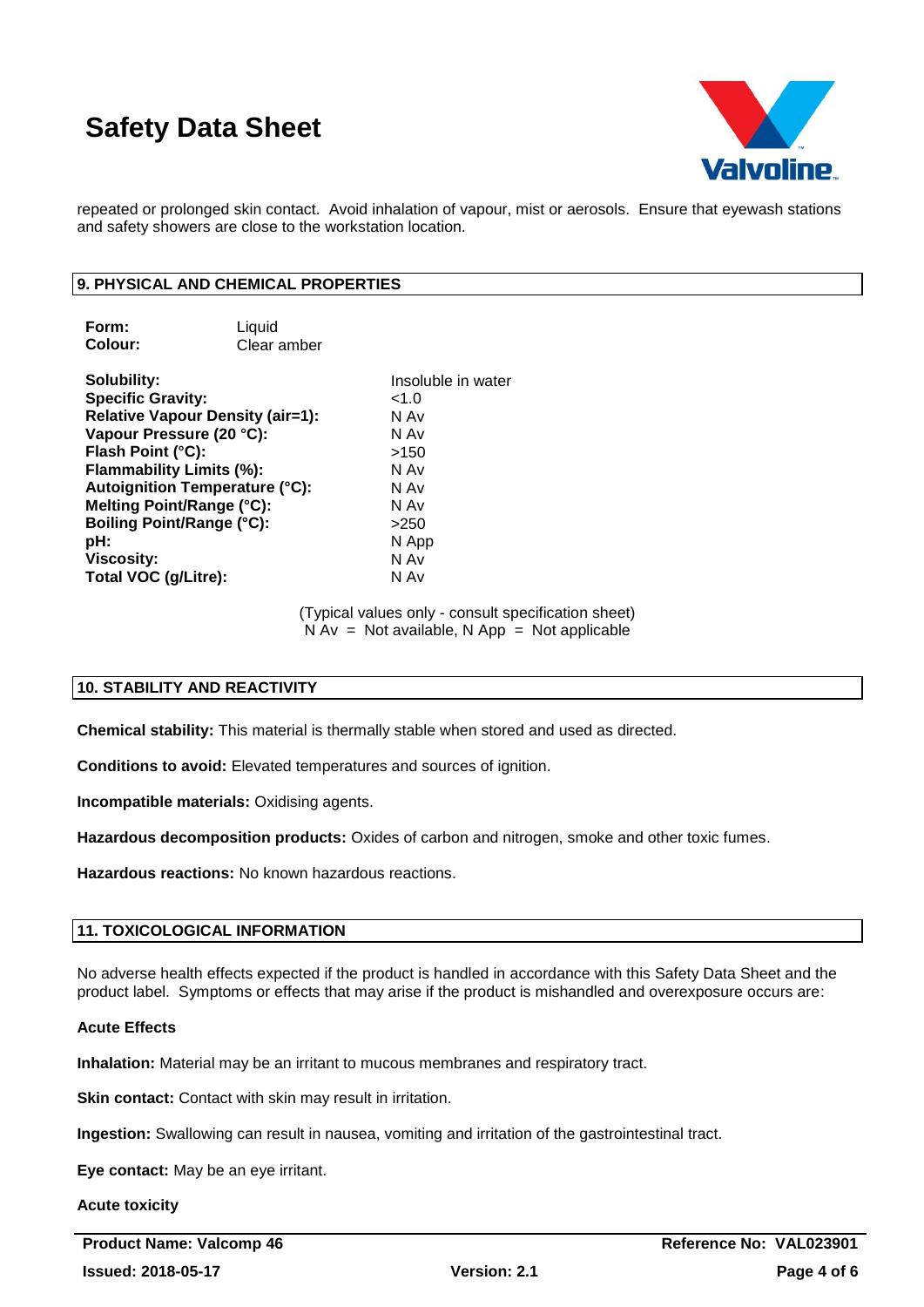repeated or prolonged skin contact. Avoid inhalation of vapour, mist or aerosols. Ensure that eyewash stations and safety showers are close to the workstation location.

## 9. PHYSICAL AND CHEMICAL PROPERTIES

| | |
|---|---|
| **Form:** | Liquid |
| **Colour:** | Clear amber |

| | |
|---|---|
| **Solubility:** | Insoluble in water |
| **Specific Gravity:** | <1.0 |
| **Relative Vapour Density (air=1):** | N Av |
| **Vapour Pressure (20 °C):** | N Av |
| **Flash Point (°C):** | >150 |
| **Flammability Limits (%):** | N Av |
| **Autoignition Temperature (°C):** | N Av |
| **Melting Point/Range (°C):** | N Av |
| **Boiling Point/Range (°C):** | >250 |
| **pH:** | N App |
| **Viscosity:** | N Av |
| **Total VOC (g/Litre):** | N Av |

(Typical values only - consult specification sheet)
N Av = Not available, N App = Not applicable

## 10. STABILITY AND REACTIVITY

**Chemical stability:** This material is thermally stable when stored and used as directed.

**Conditions to avoid:** Elevated temperatures and sources of ignition.

**Incompatible materials:** Oxidising agents.

**Hazardous decomposition products:** Oxides of carbon and nitrogen, smoke and other toxic fumes.

**Hazardous reactions:** No known hazardous reactions.

## 11. TOXICOLOGICAL INFORMATION

No adverse health effects expected if the product is handled in accordance with this Safety Data Sheet and the product label. Symptoms or effects that may arise if the product is mishandled and overexposure occurs are:

**Acute Effects**

**Inhalation:** Material may be an irritant to mucous membranes and respiratory tract.

**Skin contact:** Contact with skin may result in irritation.

**Ingestion:** Swallowing can result in nausea, vomiting and irritation of the gastrointestinal tract.

**Eye contact:** May be an eye irritant.

**Acute toxicity**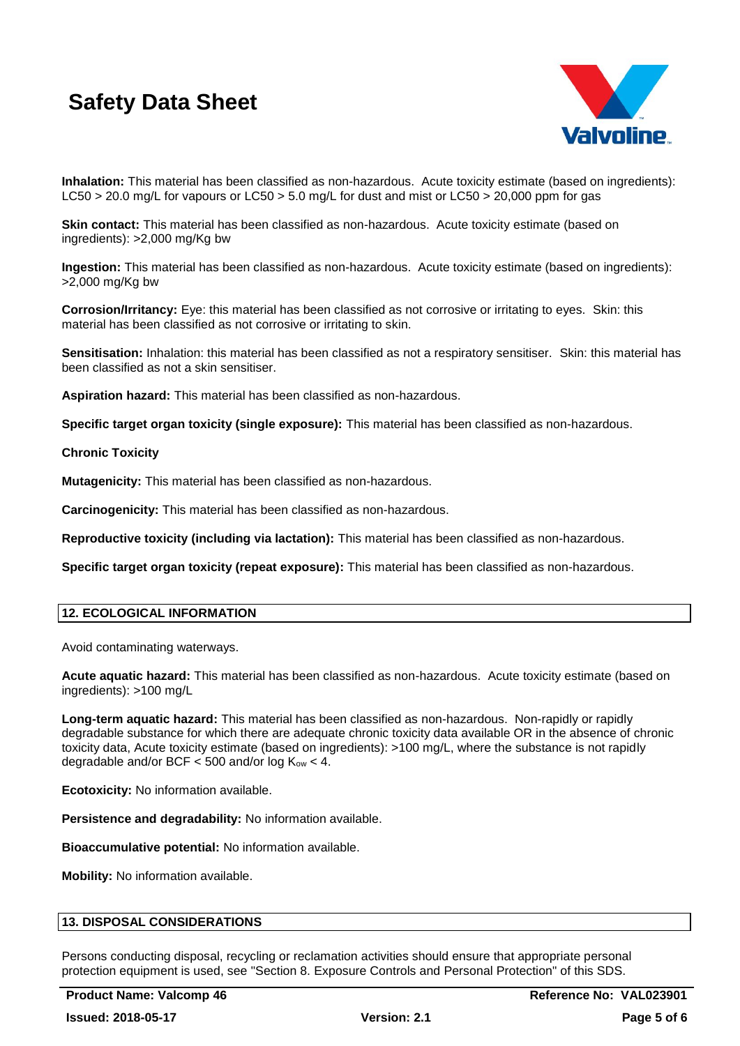**Inhalation:** This material has been classified as non-hazardous. Acute toxicity estimate (based on ingredients): LC50 > 20.0 mg/L for vapours or LC50 > 5.0 mg/L for dust and mist or LC50 > 20,000 ppm for gas

**Skin contact:** This material has been classified as non-hazardous. Acute toxicity estimate (based on ingredients): >2,000 mg/Kg bw

**Ingestion:** This material has been classified as non-hazardous. Acute toxicity estimate (based on ingredients): >2,000 mg/Kg bw

**Corrosion/Irritancy:** Eye: this material has been classified as not corrosive or irritating to eyes. Skin: this material has been classified as not corrosive or irritating to skin.

**Sensitisation:** Inhalation: this material has been classified as not a respiratory sensitiser. Skin: this material has been classified as not a skin sensitiser.

**Aspiration hazard:** This material has been classified as non-hazardous.

**Specific target organ toxicity (single exposure):** This material has been classified as non-hazardous.

**Chronic Toxicity**

**Mutagenicity:** This material has been classified as non-hazardous.

**Carcinogenicity:** This material has been classified as non-hazardous.

**Reproductive toxicity (including via lactation):** This material has been classified as non-hazardous.

**Specific target organ toxicity (repeat exposure):** This material has been classified as non-hazardous.

## 12. ECOLOGICAL INFORMATION

Avoid contaminating waterways.

**Acute aquatic hazard:** This material has been classified as non-hazardous. Acute toxicity estimate (based on ingredients): >100 mg/L

**Long-term aquatic hazard:** This material has been classified as non-hazardous. Non-rapidly or rapidly degradable substance for which there are adequate chronic toxicity data available OR in the absence of chronic toxicity data, Acute toxicity estimate (based on ingredients): >100 mg/L, where the substance is not rapidly degradable and/or BCF < 500 and/or log $K_{ow}$ < 4.

**Ecotoxicity:** No information available.

**Persistence and degradability:** No information available.

**Bioaccumulative potential:** No information available.

**Mobility:** No information available.

## 13. DISPOSAL CONSIDERATIONS

Persons conducting disposal, recycling or reclamation activities should ensure that appropriate personal protection equipment is used, see "Section 8. Exposure Controls and Personal Protection" of this SDS.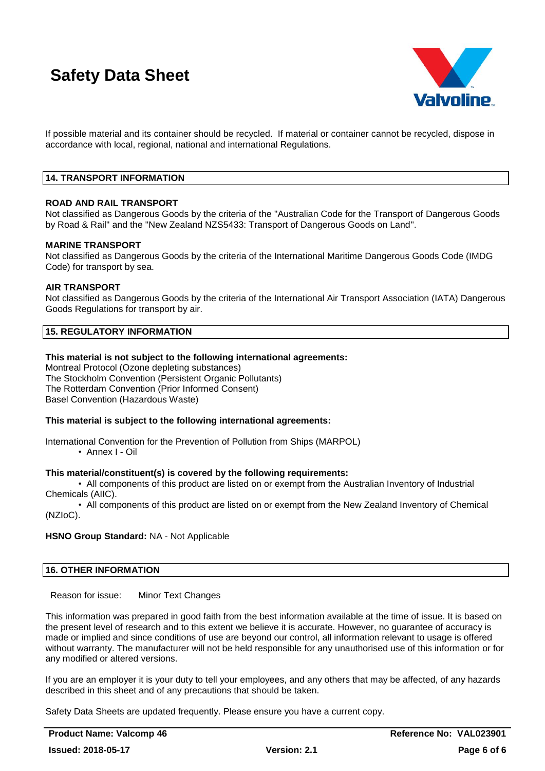If possible material and its container should be recycled. If material or container cannot be recycled, dispose in accordance with local, regional, national and international Regulations.

## 14. TRANSPORT INFORMATION

### ROAD AND RAIL TRANSPORT

Not classified as Dangerous Goods by the criteria of the "Australian Code for the Transport of Dangerous Goods by Road & Rail" and the "New Zealand NZS5433: Transport of Dangerous Goods on Land".

### MARINE TRANSPORT

Not classified as Dangerous Goods by the criteria of the International Maritime Dangerous Goods Code (IMDG Code) for transport by sea.

### AIR TRANSPORT

Not classified as Dangerous Goods by the criteria of the International Air Transport Association (IATA) Dangerous Goods Regulations for transport by air.

## 15. REGULATORY INFORMATION

**This material is not subject to the following international agreements:**

Montreal Protocol (Ozone depleting substances)
The Stockholm Convention (Persistent Organic Pollutants)
The Rotterdam Convention (Prior Informed Consent)
Basel Convention (Hazardous Waste)

**This material is subject to the following international agreements:**

International Convention for the Prevention of Pollution from Ships (MARPOL)

- Annex I - Oil

**This material/constituent(s) is covered by the following requirements:**

- All components of this product are listed on or exempt from the Australian Inventory of Industrial Chemicals (AIIC).
- All components of this product are listed on or exempt from the New Zealand Inventory of Chemical (NZIoC).

**HSNO Group Standard:** NA - Not Applicable

## 16. OTHER INFORMATION

Reason for issue: Minor Text Changes

This information was prepared in good faith from the best information available at the time of issue. It is based on the present level of research and to this extent we believe it is accurate. However, no guarantee of accuracy is made or implied and since conditions of use are beyond our control, all information relevant to usage is offered without warranty. The manufacturer will not be held responsible for any unauthorised use of this information or for any modified or altered versions.

If you are an employer it is your duty to tell your employees, and any others that may be affected, of any hazards described in this sheet and of any precautions that should be taken.

Safety Data Sheets are updated frequently. Please ensure you have a current copy.